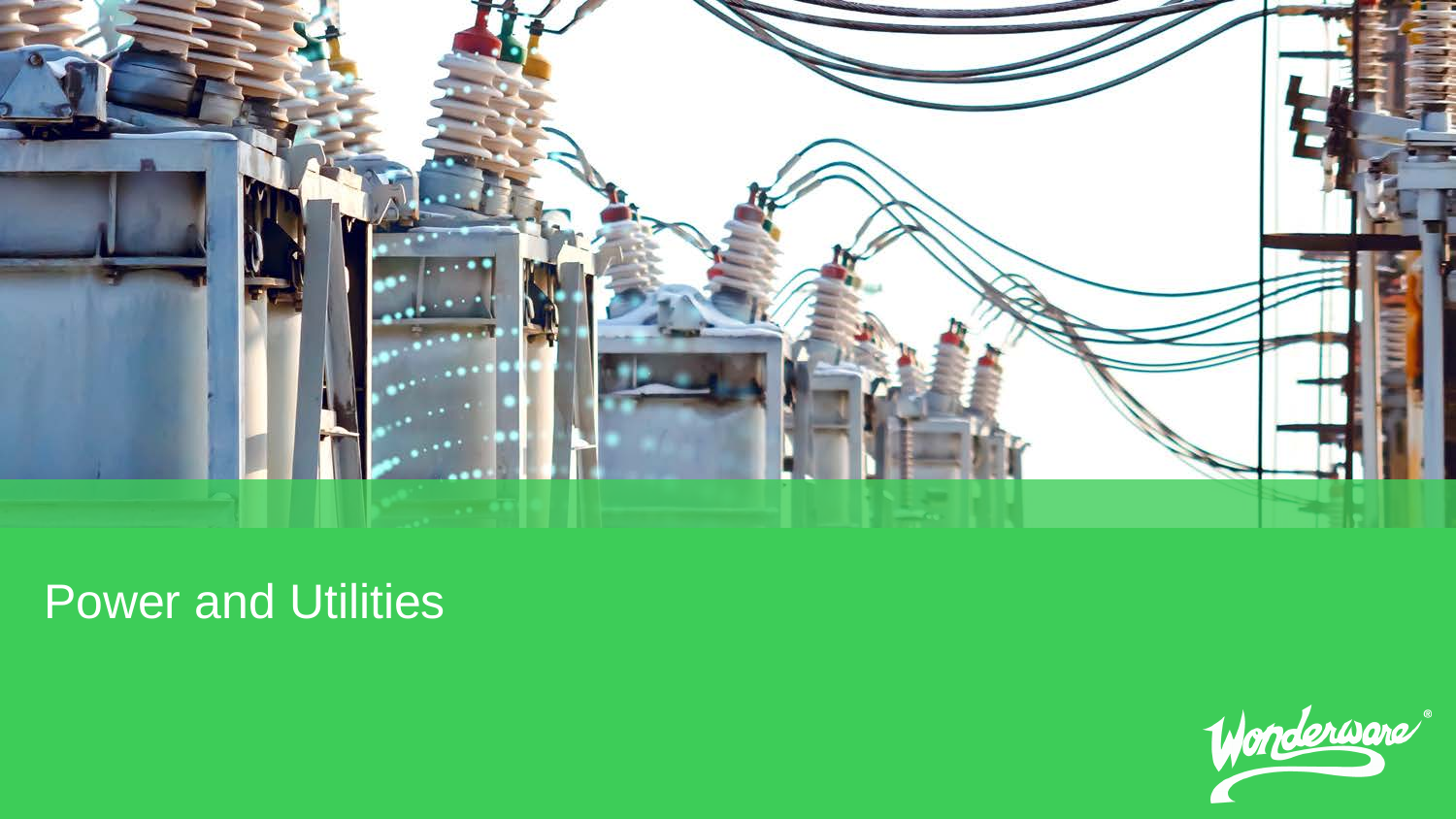# Power and Utilities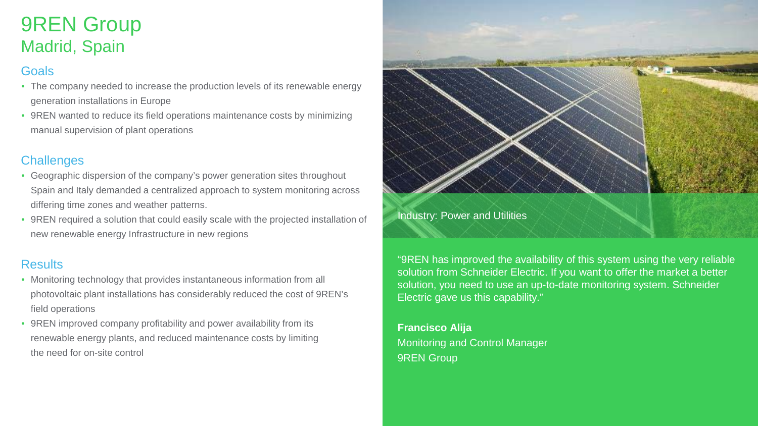# 9REN Group

## Madrid, Spain

### Goals

- The company needed to increase the production levels of its renewable energy generation installations in Europe
- 9REN wanted to reduce its field operations maintenance costs by minimizing manual supervision of plant operations

### Challenges

- Geographic dispersion of the company's power generation sites throughout Spain and Italy demanded a centralized approach to system monitoring across differing time zones and weather patterns.
- 9REN required a solution that could easily scale with the projected installation of new renewable energy Infrastructure in new regions

### Results

- Monitoring technology that provides instantaneous information from all photovoltaic plant installations has considerably reduced the cost of 9REN's field operations
- 9REN improved company profitability and power availability from its renewable energy plants, and reduced maintenance costs by limiting the need for on-site control

Industry: Power and Utilities

"9REN has improved the availability of this system using the very reliable solution from Schneider Electric. If you want to offer the market a better solution, you need to use an up-to-date monitoring system. Schneider Electric gave us this capability."

**Francisco Alija**
Monitoring and Control Manager
9REN Group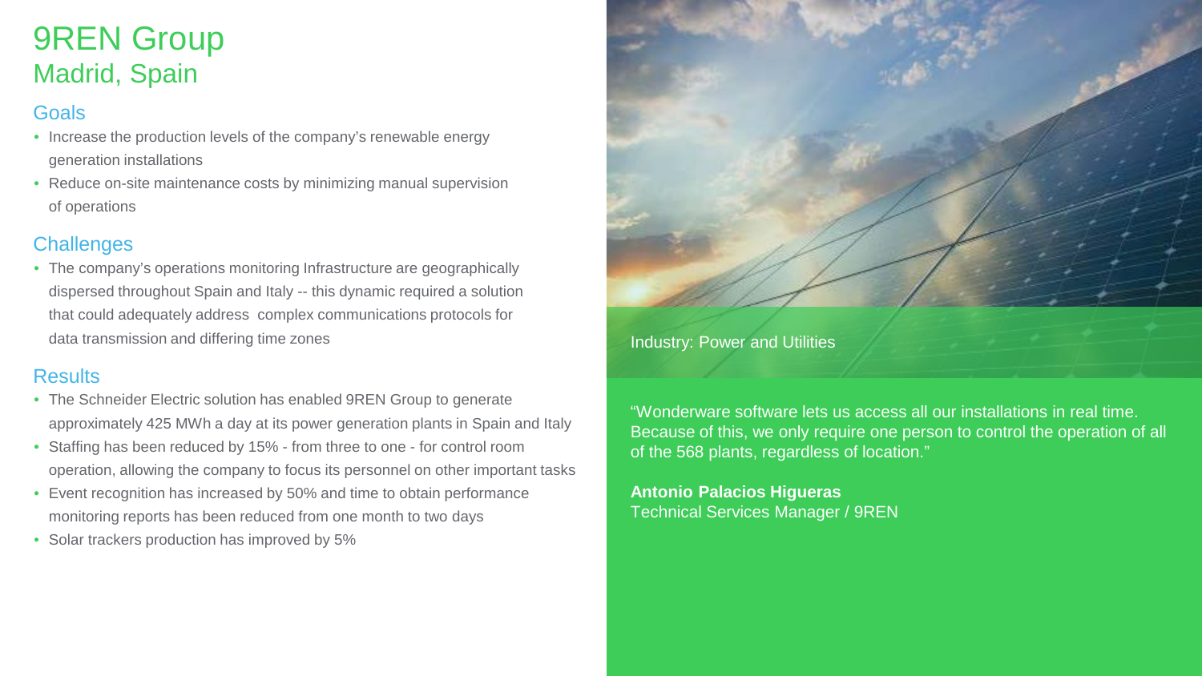# 9REN Group

## Madrid, Spain

### Goals

- Increase the production levels of the company's renewable energy generation installations
- Reduce on-site maintenance costs by minimizing manual supervision of operations

### Challenges

- The company's operations monitoring Infrastructure are geographically dispersed throughout Spain and Italy -- this dynamic required a solution that could adequately address complex communications protocols for data transmission and differing time zones

### Results

- The Schneider Electric solution has enabled 9REN Group to generate approximately 425 MWh a day at its power generation plants in Spain and Italy
- Staffing has been reduced by 15% - from three to one - for control room operation, allowing the company to focus its personnel on other important tasks
- Event recognition has increased by 50% and time to obtain performance monitoring reports has been reduced from one month to two days
- Solar trackers production has improved by 5%

Industry: Power and Utilities

"Wonderware software lets us access all our installations in real time. Because of this, we only require one person to control the operation of all of the 568 plants, regardless of location."

**Antonio Palacios Higueras**
Technical Services Manager / 9REN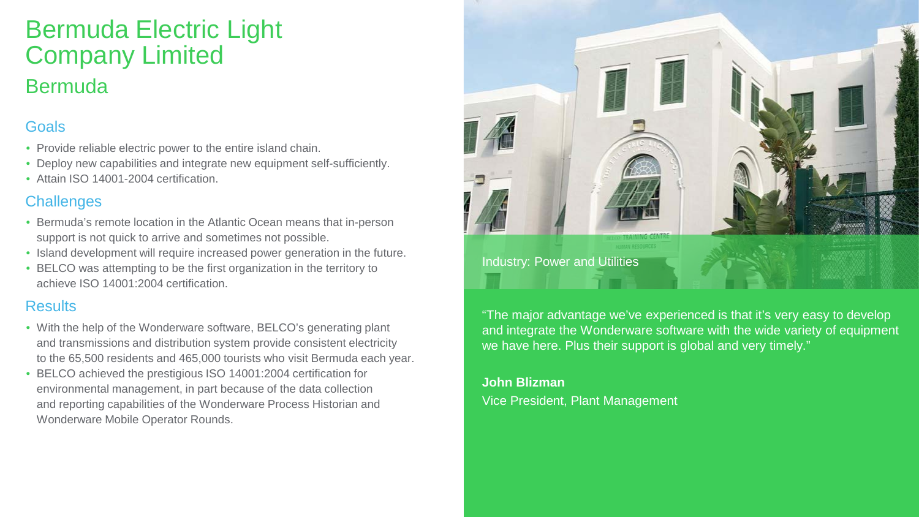# Bermuda Electric Light Company Limited

## Bermuda

### Goals

- Provide reliable electric power to the entire island chain.
- Deploy new capabilities and integrate new equipment self-sufficiently.
- Attain ISO 14001-2004 certification.

### Challenges

- Bermuda's remote location in the Atlantic Ocean means that in-person support is not quick to arrive and sometimes not possible.
- Island development will require increased power generation in the future.
- BELCO was attempting to be the first organization in the territory to achieve ISO 14001:2004 certification.

### Results

- With the help of the Wonderware software, BELCO's generating plant and transmissions and distribution system provide consistent electricity to the 65,500 residents and 465,000 tourists who visit Bermuda each year.
- BELCO achieved the prestigious ISO 14001:2004 certification for environmental management, in part because of the data collection and reporting capabilities of the Wonderware Process Historian and Wonderware Mobile Operator Rounds.

Industry: Power and Utilities

"The major advantage we've experienced is that it's very easy to develop and integrate the Wonderware software with the wide variety of equipment we have here. Plus their support is global and very timely."

**John Blizman**
Vice President, Plant Management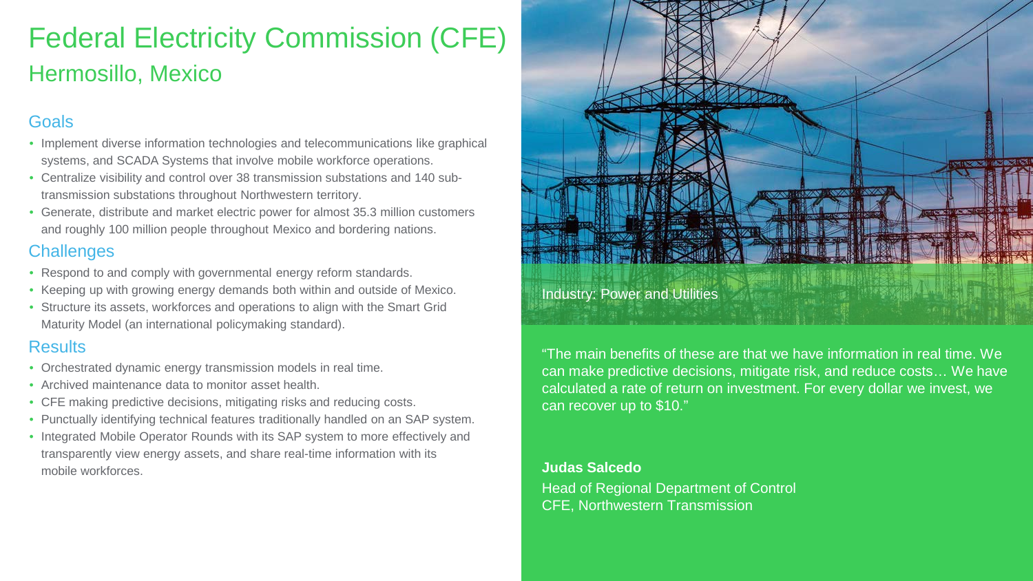# Federal Electricity Commission (CFE)

## Hermosillo, Mexico

### Goals

- Implement diverse information technologies and telecommunications like graphical systems, and SCADA Systems that involve mobile workforce operations.
- Centralize visibility and control over 38 transmission substations and 140 sub-transmission substations throughout Northwestern territory.
- Generate, distribute and market electric power for almost 35.3 million customers and roughly 100 million people throughout Mexico and bordering nations.

### Challenges

- Respond to and comply with governmental energy reform standards.
- Keeping up with growing energy demands both within and outside of Mexico.
- Structure its assets, workforces and operations to align with the Smart Grid Maturity Model (an international policymaking standard).

### Results

- Orchestrated dynamic energy transmission models in real time.
- Archived maintenance data to monitor asset health.
- CFE making predictive decisions, mitigating risks and reducing costs.
- Punctually identifying technical features traditionally handled on an SAP system.
- Integrated Mobile Operator Rounds with its SAP system to more effectively and transparently view energy assets, and share real-time information with its mobile workforces.

Industry: Power and Utilities

"The main benefits of these are that we have information in real time. We can make predictive decisions, mitigate risk, and reduce costs… We have calculated a rate of return on investment. For every dollar we invest, we can recover up to $10."

**Judas Salcedo**

Head of Regional Department of Control
CFE, Northwestern Transmission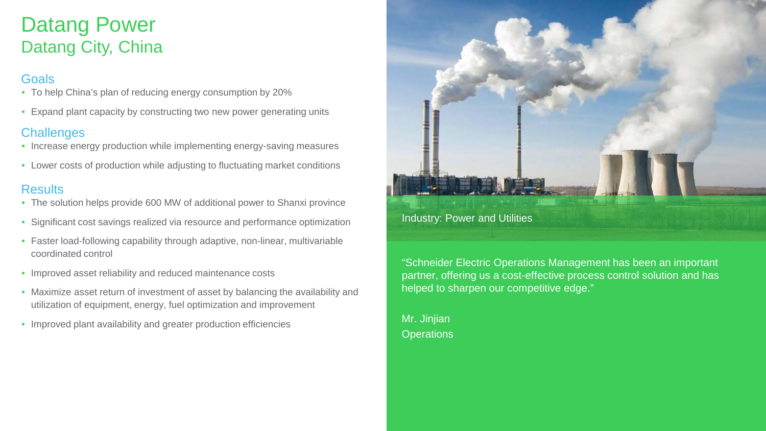# Datang Power
## Datang City, China

### Goals

- To help China's plan of reducing energy consumption by 20%
- Expand plant capacity by constructing two new power generating units

### Challenges

- Increase energy production while implementing energy-saving measures
- Lower costs of production while adjusting to fluctuating market conditions

### Results

- The solution helps provide 600 MW of additional power to Shanxi province
- Significant cost savings realized via resource and performance optimization
- Faster load-following capability through adaptive, non-linear, multivariable coordinated control
- Improved asset reliability and reduced maintenance costs
- Maximize asset return of investment of asset by balancing the availability and utilization of equipment, energy, fuel optimization and improvement
- Improved plant availability and greater production efficiencies

Industry: Power and Utilities

"Schneider Electric Operations Management has been an important partner, offering us a cost-effective process control solution and has helped to sharpen our competitive edge."

Mr. Jinjian
Operations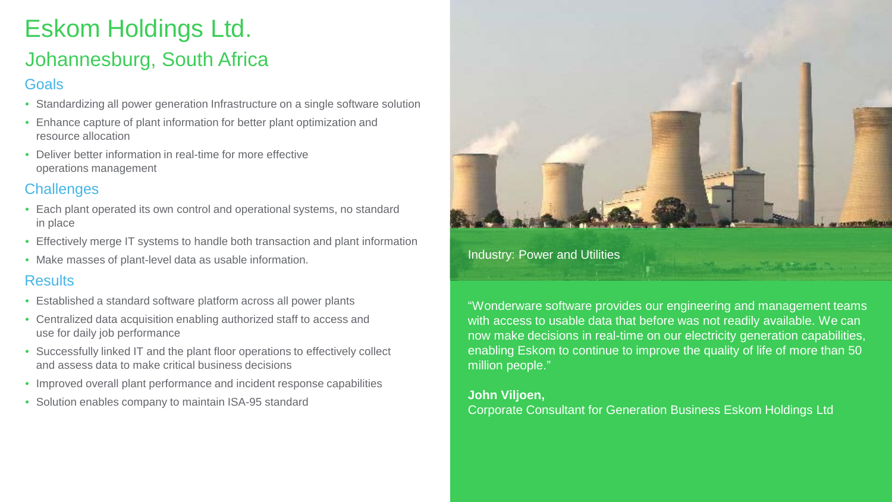# Eskom Holdings Ltd.

## Johannesburg, South Africa

### Goals

- Standardizing all power generation Infrastructure on a single software solution
- Enhance capture of plant information for better plant optimization and resource allocation
- Deliver better information in real-time for more effective operations management

### Challenges

- Each plant operated its own control and operational systems, no standard in place
- Effectively merge IT systems to handle both transaction and plant information
- Make masses of plant-level data as usable information.

### Results

- Established a standard software platform across all power plants
- Centralized data acquisition enabling authorized staff to access and use for daily job performance
- Successfully linked IT and the plant floor operations to effectively collect and assess data to make critical business decisions
- Improved overall plant performance and incident response capabilities
- Solution enables company to maintain ISA-95 standard

Industry: Power and Utilities

"Wonderware software provides our engineering and management teams with access to usable data that before was not readily available. We can now make decisions in real-time on our electricity generation capabilities, enabling Eskom to continue to improve the quality of life of more than 50 million people."

**John Viljoen,**
Corporate Consultant for Generation Business Eskom Holdings Ltd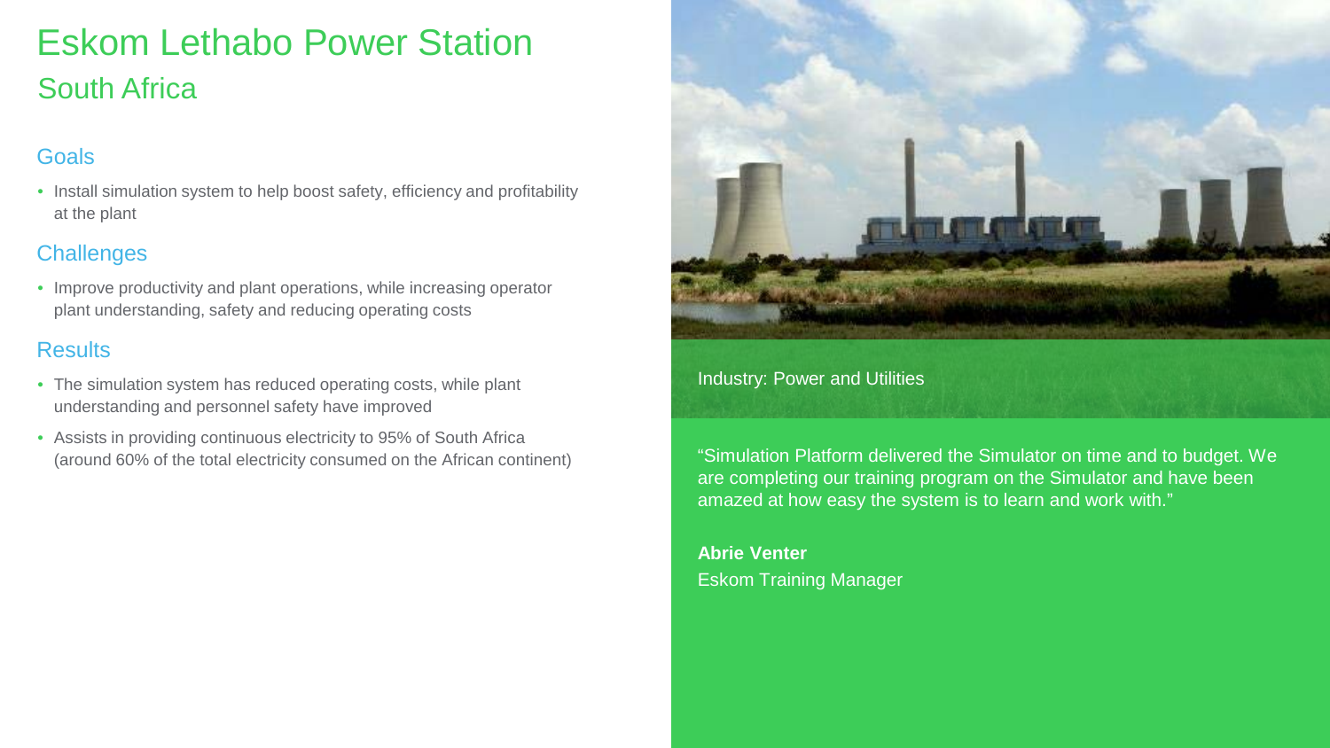# Eskom Lethabo Power Station

## South Africa

### Goals

- Install simulation system to help boost safety, efficiency and profitability at the plant

### Challenges

- Improve productivity and plant operations, while increasing operator plant understanding, safety and reducing operating costs

### Results

- The simulation system has reduced operating costs, while plant understanding and personnel safety have improved
- Assists in providing continuous electricity to 95% of South Africa (around 60% of the total electricity consumed on the African continent)

Industry: Power and Utilities

"Simulation Platform delivered the Simulator on time and to budget. We are completing our training program on the Simulator and have been amazed at how easy the system is to learn and work with."

**Abrie Venter**
Eskom Training Manager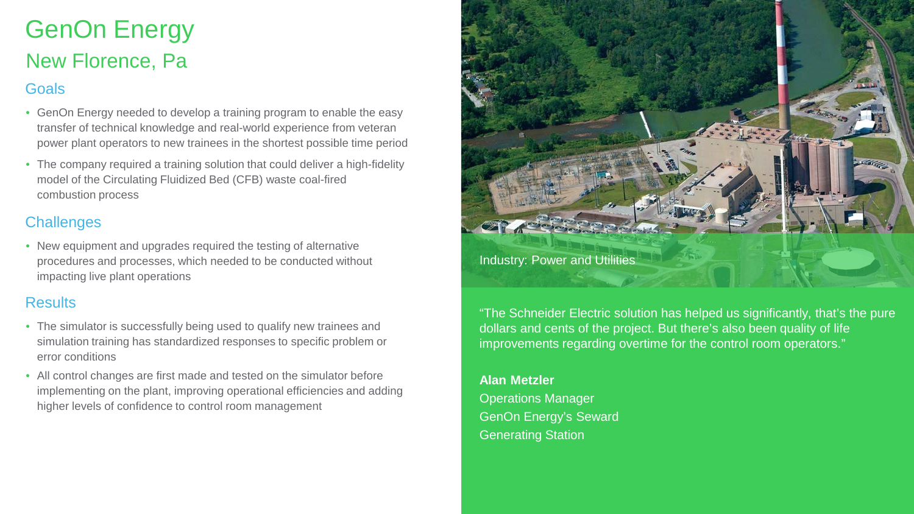# GenOn Energy

## New Florence, Pa

### Goals

- GenOn Energy needed to develop a training program to enable the easy transfer of technical knowledge and real-world experience from veteran power plant operators to new trainees in the shortest possible time period
- The company required a training solution that could deliver a high-fidelity model of the Circulating Fluidized Bed (CFB) waste coal-fired combustion process

### Challenges

- New equipment and upgrades required the testing of alternative procedures and processes, which needed to be conducted without impacting live plant operations

### Results

- The simulator is successfully being used to qualify new trainees and simulation training has standardized responses to specific problem or error conditions
- All control changes are first made and tested on the simulator before implementing on the plant, improving operational efficiencies and adding higher levels of confidence to control room management

Industry: Power and Utilities

"The Schneider Electric solution has helped us significantly, that's the pure dollars and cents of the project. But there's also been quality of life improvements regarding overtime for the control room operators."

**Alan Metzler**
Operations Manager
GenOn Energy's Seward
Generating Station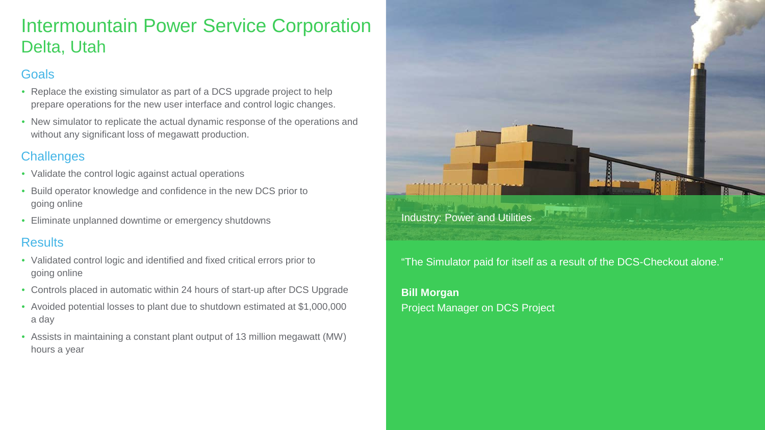# Intermountain Power Service Corporation
## Delta, Utah

### Goals

- Replace the existing simulator as part of a DCS upgrade project to help prepare operations for the new user interface and control logic changes.
- New simulator to replicate the actual dynamic response of the operations and without any significant loss of megawatt production.

### Challenges

- Validate the control logic against actual operations
- Build operator knowledge and confidence in the new DCS prior to going online
- Eliminate unplanned downtime or emergency shutdowns

### Results

- Validated control logic and identified and fixed critical errors prior to going online
- Controls placed in automatic within 24 hours of start-up after DCS Upgrade
- Avoided potential losses to plant due to shutdown estimated at $1,000,000 a day
- Assists in maintaining a constant plant output of 13 million megawatt (MW) hours a year

Industry: Power and Utilities

“The Simulator paid for itself as a result of the DCS-Checkout alone.”

**Bill Morgan**
Project Manager on DCS Project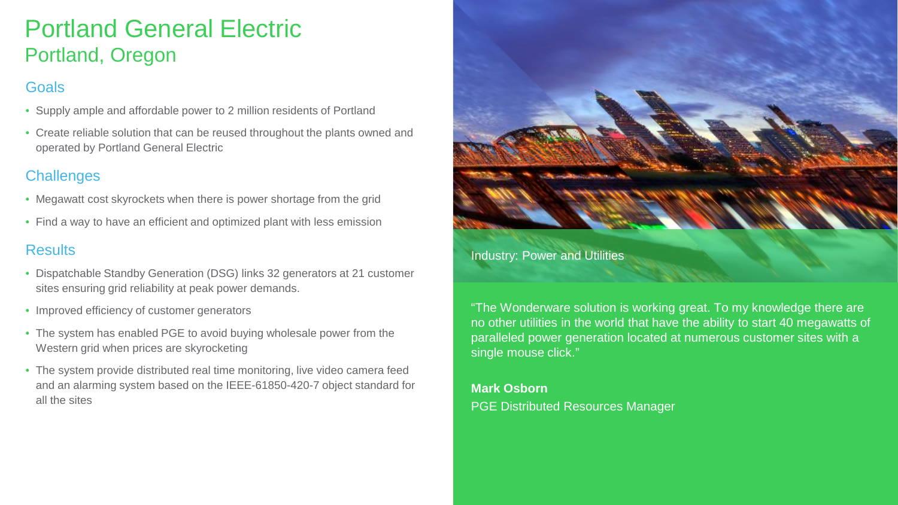# Portland General Electric
## Portland, Oregon

### Goals

- Supply ample and affordable power to 2 million residents of Portland
- Create reliable solution that can be reused throughout the plants owned and operated by Portland General Electric

### Challenges

- Megawatt cost skyrockets when there is power shortage from the grid
- Find a way to have an efficient and optimized plant with less emission

### Results

- Dispatchable Standby Generation (DSG) links 32 generators at 21 customer sites ensuring grid reliability at peak power demands.
- Improved efficiency of customer generators
- The system has enabled PGE to avoid buying wholesale power from the Western grid when prices are skyrocketing
- The system provide distributed real time monitoring, live video camera feed and an alarming system based on the IEEE-61850-420-7 object standard for all the sites

Industry: Power and Utilities

"The Wonderware solution is working great. To my knowledge there are no other utilities in the world that have the ability to start 40 megawatts of paralleled power generation located at numerous customer sites with a single mouse click."

**Mark Osborn**
PGE Distributed Resources Manager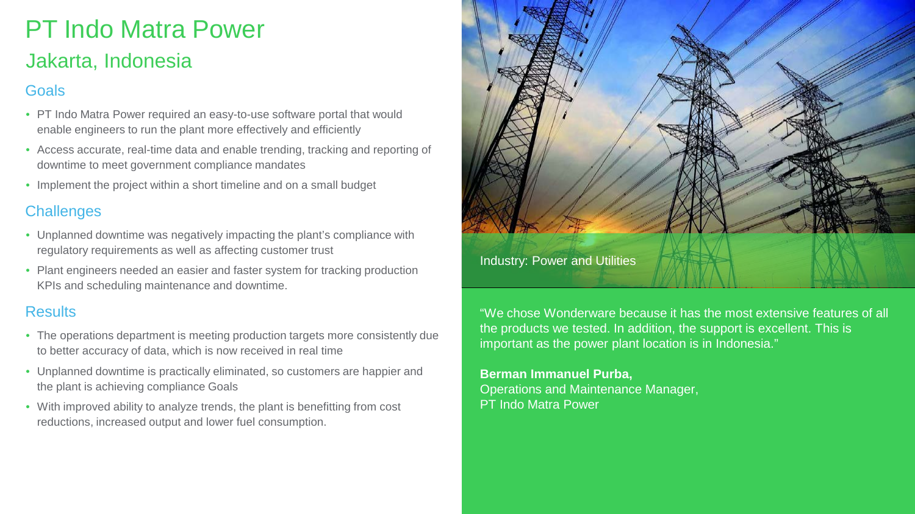# PT Indo Matra Power

## Jakarta, Indonesia

### Goals

- PT Indo Matra Power required an easy-to-use software portal that would enable engineers to run the plant more effectively and efficiently
- Access accurate, real-time data and enable trending, tracking and reporting of downtime to meet government compliance mandates
- Implement the project within a short timeline and on a small budget

### Challenges

- Unplanned downtime was negatively impacting the plant's compliance with regulatory requirements as well as affecting customer trust
- Plant engineers needed an easier and faster system for tracking production KPIs and scheduling maintenance and downtime.

### Results

- The operations department is meeting production targets more consistently due to better accuracy of data, which is now received in real time
- Unplanned downtime is practically eliminated, so customers are happier and the plant is achieving compliance Goals
- With improved ability to analyze trends, the plant is benefitting from cost reductions, increased output and lower fuel consumption.

Industry: Power and Utilities

"We chose Wonderware because it has the most extensive features of all the products we tested. In addition, the support is excellent. This is important as the power plant location is in Indonesia."

**Berman Immanuel Purba,**
Operations and Maintenance Manager,
PT Indo Matra Power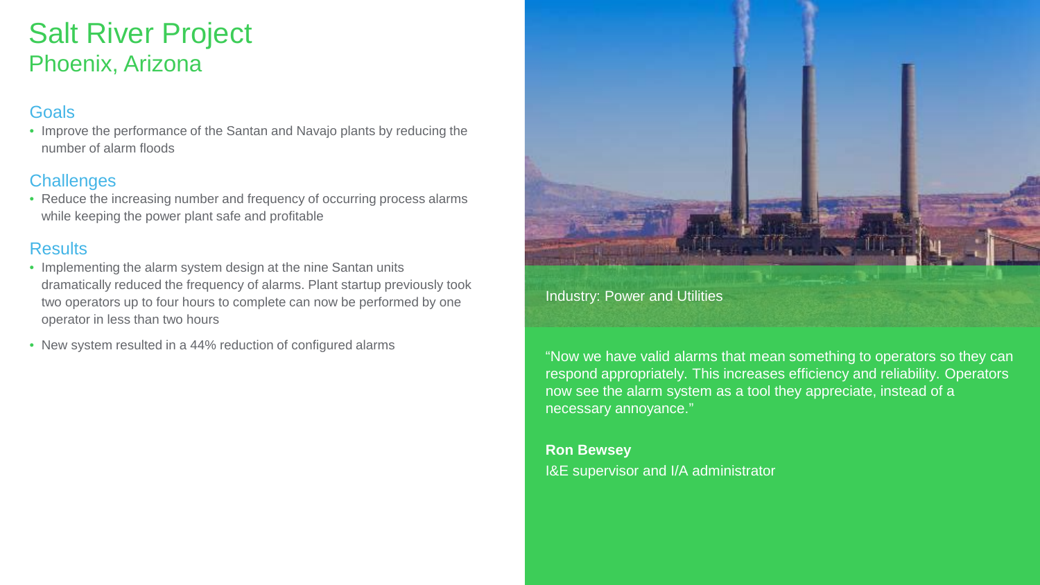# Salt River Project

## Phoenix, Arizona

### Goals

- Improve the performance of the Santan and Navajo plants by reducing the number of alarm floods

### Challenges

- Reduce the increasing number and frequency of occurring process alarms while keeping the power plant safe and profitable

### Results

- Implementing the alarm system design at the nine Santan units dramatically reduced the frequency of alarms. Plant startup previously took two operators up to four hours to complete can now be performed by one operator in less than two hours
- New system resulted in a 44% reduction of configured alarms

Industry: Power and Utilities

"Now we have valid alarms that mean something to operators so they can respond appropriately. This increases efficiency and reliability. Operators now see the alarm system as a tool they appreciate, instead of a necessary annoyance."

**Ron Bewsey**
I&E supervisor and I/A administrator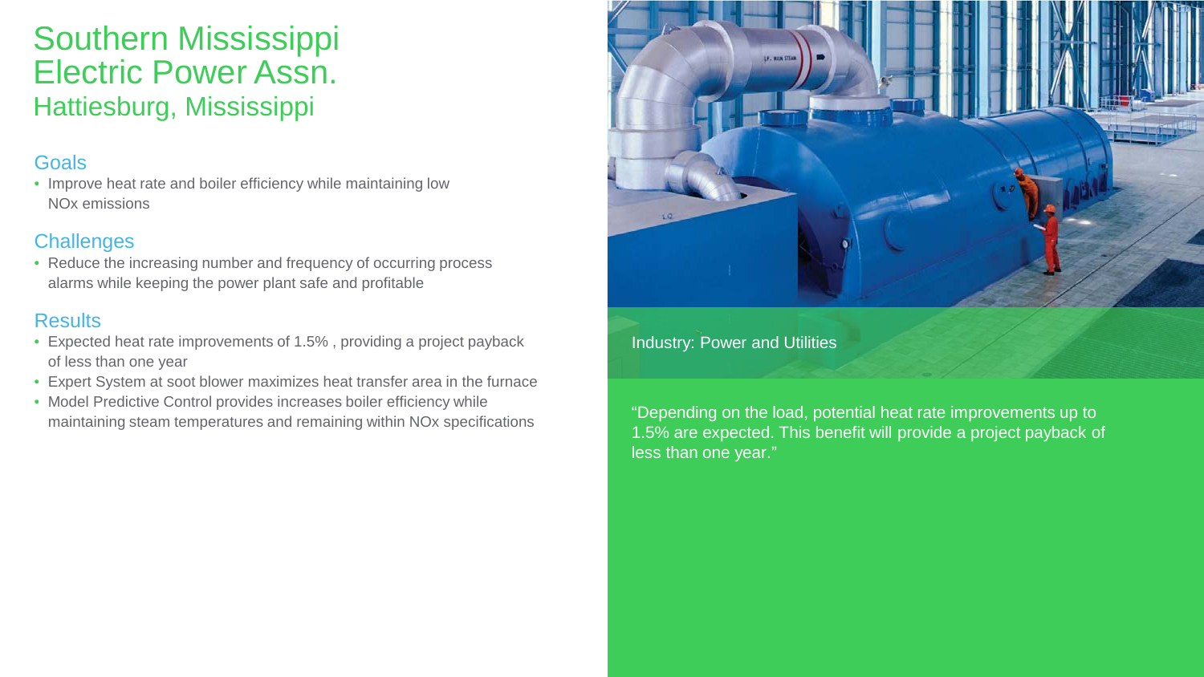# Southern Mississippi Electric Power Assn.

## Hattiesburg, Mississippi

### Goals

- Improve heat rate and boiler efficiency while maintaining low NOx emissions

### Challenges

- Reduce the increasing number and frequency of occurring process alarms while keeping the power plant safe and profitable

### Results

- Expected heat rate improvements of 1.5% , providing a project payback of less than one year
- Expert System at soot blower maximizes heat transfer area in the furnace
- Model Predictive Control provides increases boiler efficiency while maintaining steam temperatures and remaining within NOx specifications

Industry: Power and Utilities

"Depending on the load, potential heat rate improvements up to 1.5% are expected. This benefit will provide a project payback of less than one year."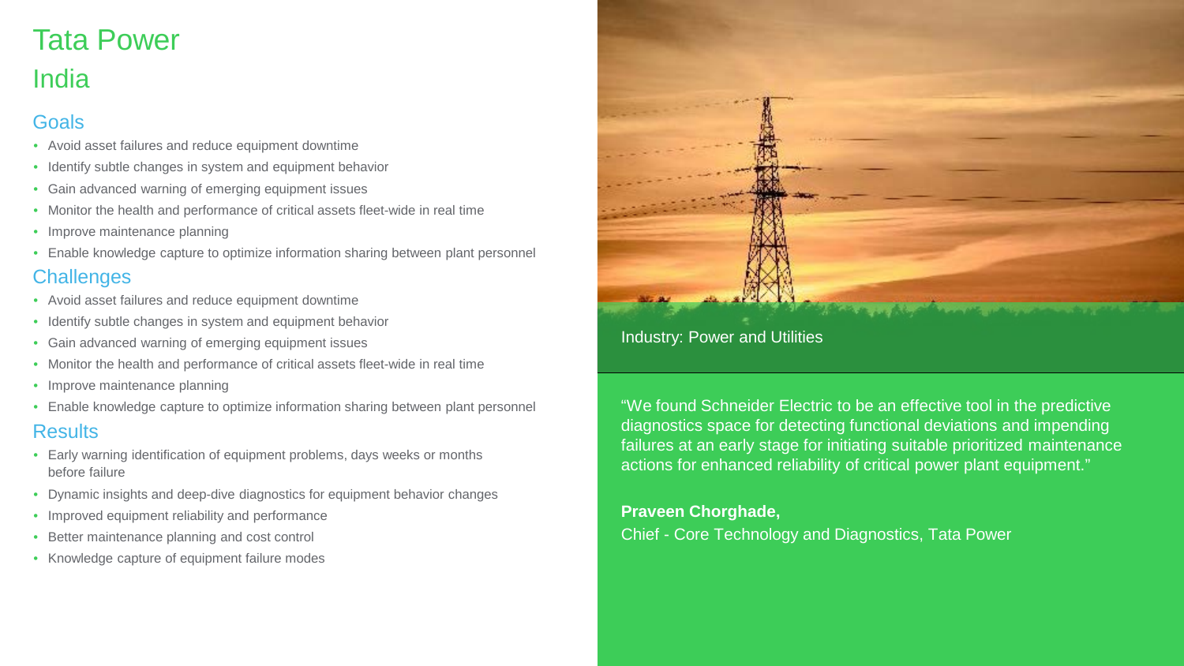# Tata Power

## India

### Goals

- Avoid asset failures and reduce equipment downtime
- Identify subtle changes in system and equipment behavior
- Gain advanced warning of emerging equipment issues
- Monitor the health and performance of critical assets fleet-wide in real time
- Improve maintenance planning
- Enable knowledge capture to optimize information sharing between plant personnel

### Challenges

- Avoid asset failures and reduce equipment downtime
- Identify subtle changes in system and equipment behavior
- Gain advanced warning of emerging equipment issues
- Monitor the health and performance of critical assets fleet-wide in real time
- Improve maintenance planning
- Enable knowledge capture to optimize information sharing between plant personnel

### Results

- Early warning identification of equipment problems, days weeks or months before failure
- Dynamic insights and deep-dive diagnostics for equipment behavior changes
- Improved equipment reliability and performance
- Better maintenance planning and cost control
- Knowledge capture of equipment failure modes

Industry: Power and Utilities

"We found Schneider Electric to be an effective tool in the predictive diagnostics space for detecting functional deviations and impending failures at an early stage for initiating suitable prioritized maintenance actions for enhanced reliability of critical power plant equipment."

**Praveen Chorghade,**
Chief - Core Technology and Diagnostics, Tata Power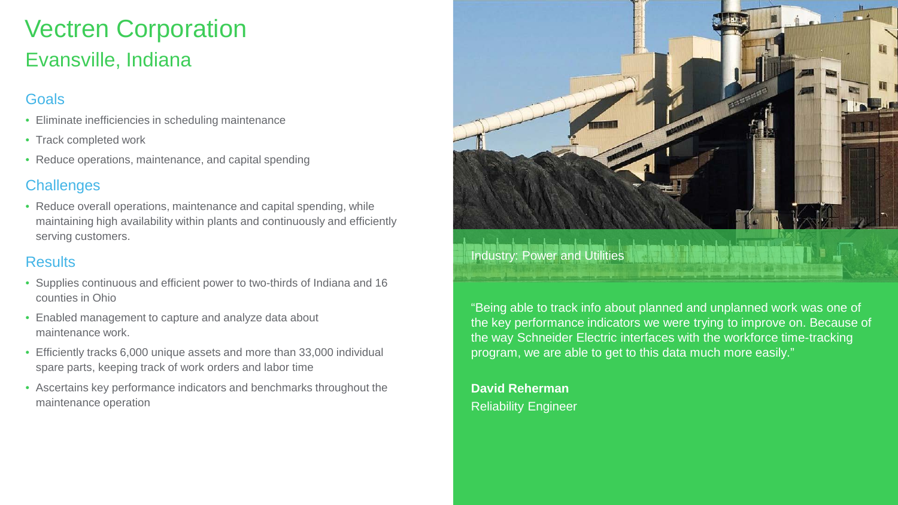# Vectren Corporation

## Evansville, Indiana

### Goals

- Eliminate inefficiencies in scheduling maintenance
- Track completed work
- Reduce operations, maintenance, and capital spending

### Challenges

- Reduce overall operations, maintenance and capital spending, while maintaining high availability within plants and continuously and efficiently serving customers.

### Results

- Supplies continuous and efficient power to two-thirds of Indiana and 16 counties in Ohio
- Enabled management to capture and analyze data about maintenance work.
- Efficiently tracks 6,000 unique assets and more than 33,000 individual spare parts, keeping track of work orders and labor time
- Ascertains key performance indicators and benchmarks throughout the maintenance operation

Industry: Power and Utilities

"Being able to track info about planned and unplanned work was one of the key performance indicators we were trying to improve on. Because of the way Schneider Electric interfaces with the workforce time-tracking program, we are able to get to this data much more easily."

**David Reherman**
Reliability Engineer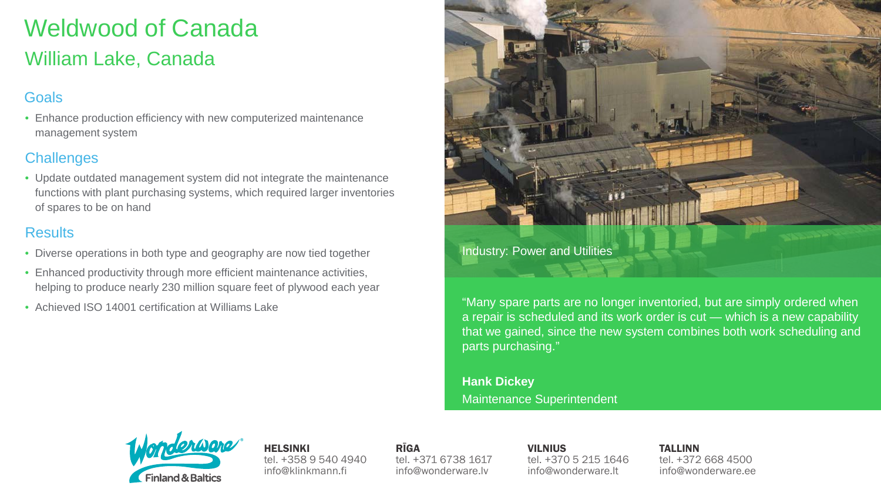# Weldwood of Canada

## William Lake, Canada

### Goals

- Enhance production efficiency with new computerized maintenance management system

### Challenges

- Update outdated management system did not integrate the maintenance functions with plant purchasing systems, which required larger inventories of spares to be on hand

### Results

- Diverse operations in both type and geography are now tied together
- Enhanced productivity through more efficient maintenance activities, helping to produce nearly 230 million square feet of plywood each year
- Achieved ISO 14001 certification at Williams Lake

Industry: Power and Utilities

"Many spare parts are no longer inventoried, but are simply ordered when a repair is scheduled and its work order is cut — which is a new capability that we gained, since the new system combines both work scheduling and parts purchasing."

**Hank Dickey**
Maintenance Superintendent

Wonderware Finland & Baltics

**HELSINKI**
tel. +358 9 540 4940
info@klinkmann.fi

**RĪGA**
tel. +371 6738 1617
info@wonderware.lv

**VILNIUS**
tel. +370 5 215 1646
info@wonderware.lt

**TALLINN**
tel. +372 668 4500
info@wonderware.ee